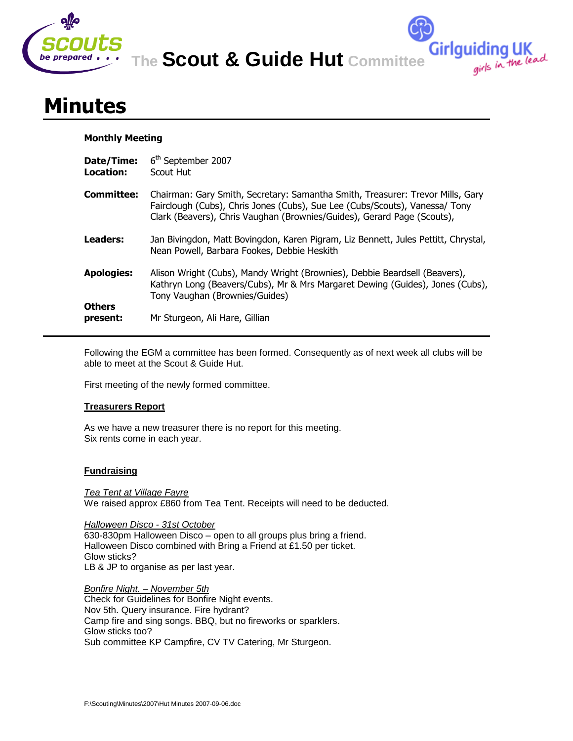# The Scout & Guide Hut Committee

# Minutes

**Monthly Meeting**

**Date/Time:** 6th September 2007
**Location:** Scout Hut

**Committee:** Chairman: Gary Smith, Secretary: Samantha Smith, Treasurer: Trevor Mills, Gary Fairclough (Cubs), Chris Jones (Cubs), Sue Lee (Cubs/Scouts), Vanessa/ Tony Clark (Beavers), Chris Vaughan (Brownies/Guides), Gerard Page (Scouts),

**Leaders:** Jan Bivingdon, Matt Bovingdon, Karen Pigram, Liz Bennett, Jules Pettitt, Chrystal, Nean Powell, Barbara Fookes, Debbie Heskith

**Apologies:** Alison Wright (Cubs), Mandy Wright (Brownies), Debbie Beardsell (Beavers), Kathryn Long (Beavers/Cubs), Mr & Mrs Margaret Dewing (Guides), Jones (Cubs), Tony Vaughan (Brownies/Guides)

**Others present:** Mr Sturgeon, Ali Hare, Gillian

---

Following the EGM a committee has been formed. Consequently as of next week all clubs will be able to meet at the Scout & Guide Hut.

First meeting of the newly formed committee.

## Treasurers Report

As we have a new treasurer there is no report for this meeting.
Six rents come in each year.

## Fundraising

*Tea Tent at Village Fayre*
We raised approx £860 from Tea Tent. Receipts will need to be deducted.

*Halloween Disco - 31st October*
630-830pm Halloween Disco – open to all groups plus bring a friend.
Halloween Disco combined with Bring a Friend at £1.50 per ticket.
Glow sticks?
LB & JP to organise as per last year.

*Bonfire Night. – November 5th*
Check for Guidelines for Bonfire Night events.
Nov 5th. Query insurance. Fire hydrant?
Camp fire and sing songs. BBQ, but no fireworks or sparklers.
Glow sticks too?
Sub committee KP Campfire, CV TV Catering, Mr Sturgeon.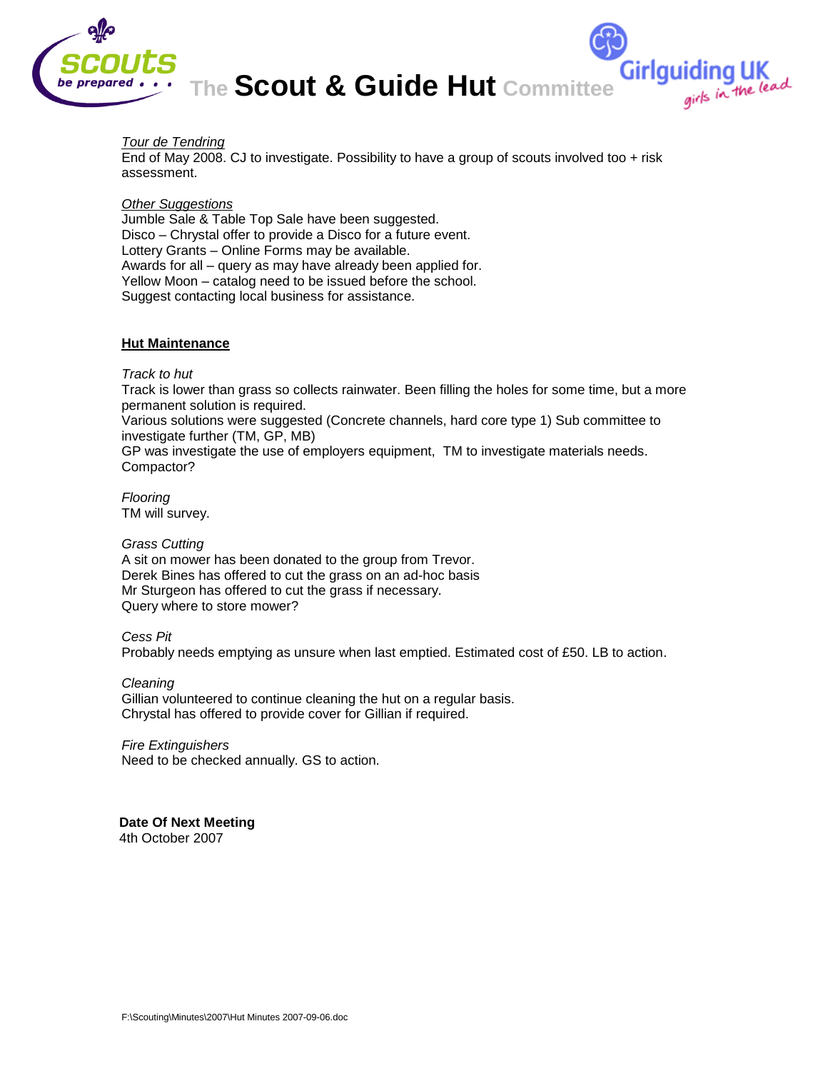*Tour de Tendring*
End of May 2008. CJ to investigate. Possibility to have a group of scouts involved too + risk assessment.

*Other Suggestions*
Jumble Sale & Table Top Sale have been suggested.
Disco – Chrystal offer to provide a Disco for a future event.
Lottery Grants – Online Forms may be available.
Awards for all – query as may have already been applied for.
Yellow Moon – catalog need to be issued before the school.
Suggest contacting local business for assistance.

## Hut Maintenance

*Track to hut*
Track is lower than grass so collects rainwater. Been filling the holes for some time, but a more permanent solution is required.
Various solutions were suggested (Concrete channels, hard core type 1) Sub committee to investigate further (TM, GP, MB)
GP was investigate the use of employers equipment, TM to investigate materials needs. Compactor?

*Flooring*
TM will survey.

*Grass Cutting*
A sit on mower has been donated to the group from Trevor.
Derek Bines has offered to cut the grass on an ad-hoc basis
Mr Sturgeon has offered to cut the grass if necessary.
Query where to store mower?

*Cess Pit*
Probably needs emptying as unsure when last emptied. Estimated cost of £50. LB to action.

*Cleaning*
Gillian volunteered to continue cleaning the hut on a regular basis.
Chrystal has offered to provide cover for Gillian if required.

*Fire Extinguishers*
Need to be checked annually. GS to action.

**Date Of Next Meeting**
4th October 2007